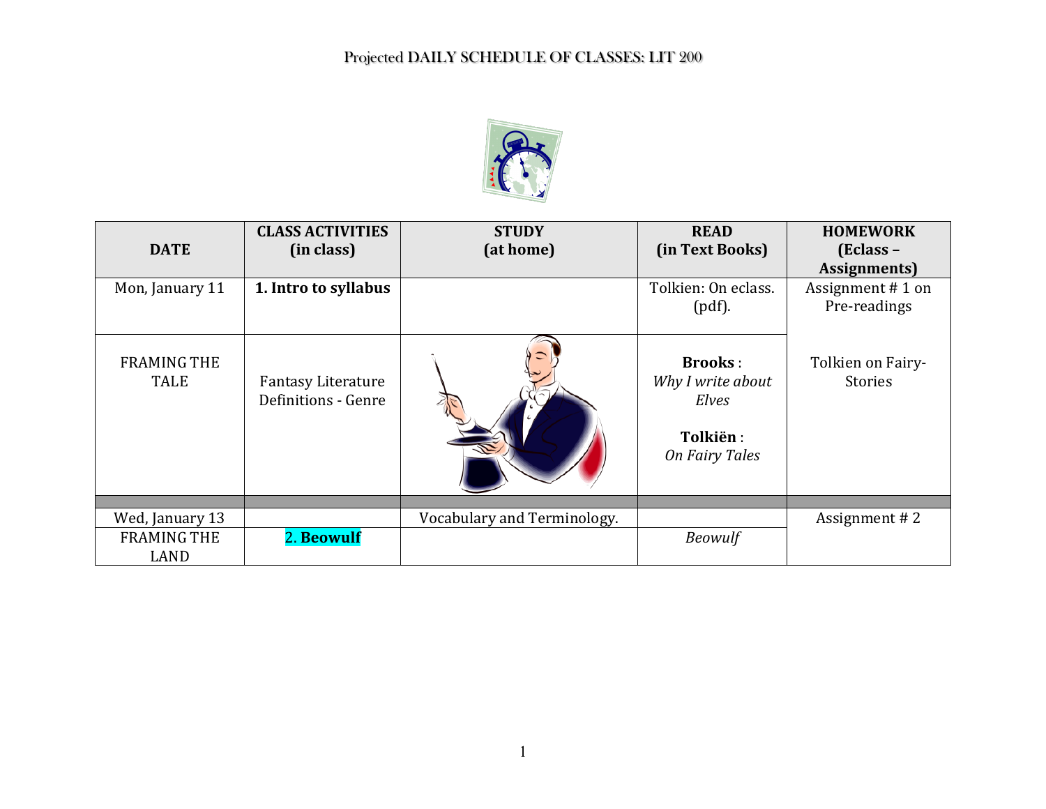# Projected DAILY SCHEDULE OF CLASSES: LIT 200

| DATE | CLASS ACTIVITIES (in class) | STUDY (at home) | READ (in Text Books) | HOMEWORK (Eclass – Assignments) |
|---|---|---|---|---|
| Mon, January 11 | **1. Intro to syllabus** | | Tolkien: On eclass. (pdf). | Assignment # 1 on Pre-readings |
| FRAMING THE TALE | Fantasy Literature Definitions - Genre | | **Brooks** : *Why I write about Elves* **Tolkiën** : *On Fairy Tales* | Tolkien on Fairy-Stories |
| | | | | |
| Wed, January 13 | | Vocabulary and Terminology. | | Assignment # 2 |
| FRAMING THE LAND | 2. **Beowulf** | | *Beowulf* | |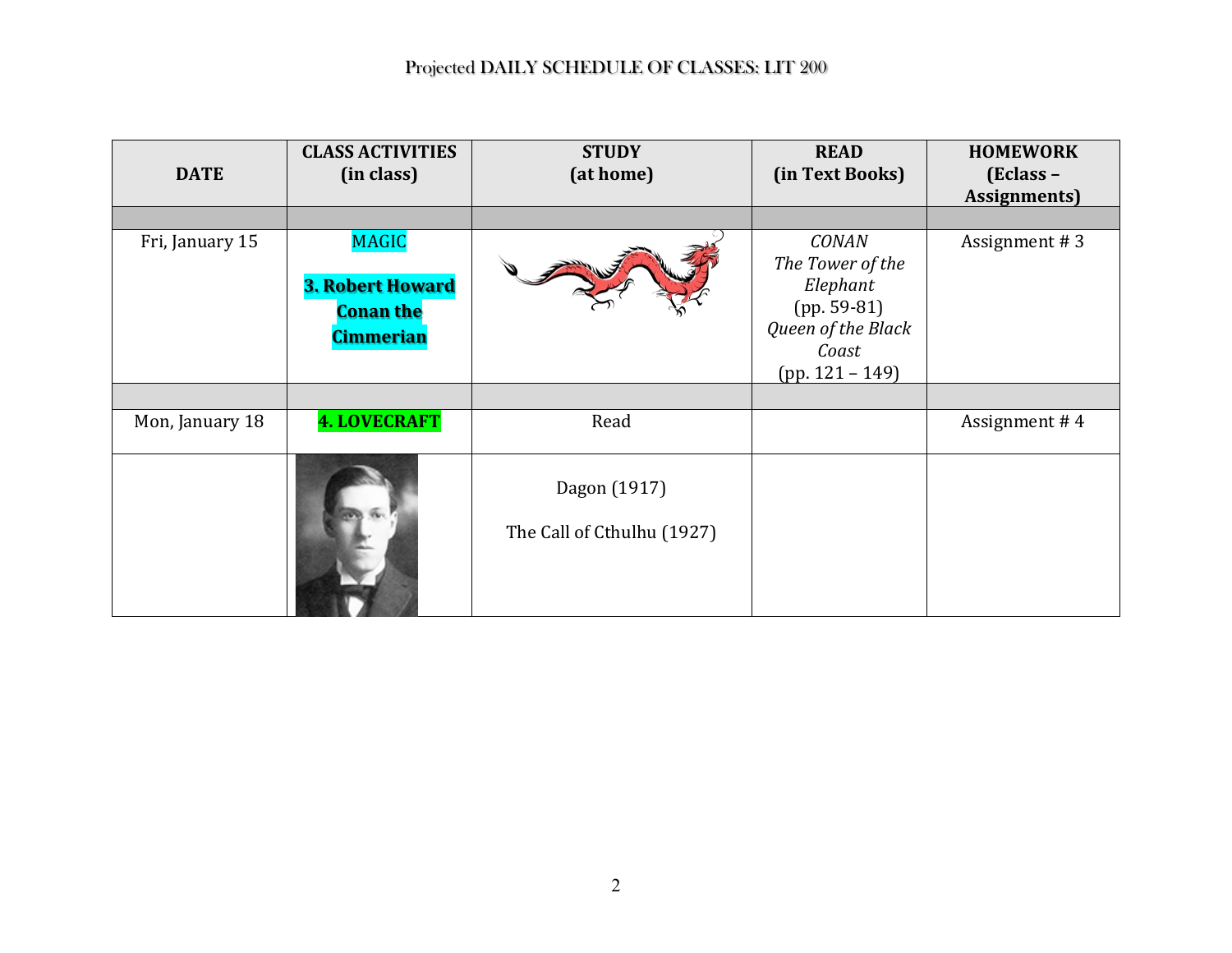# Projected DAILY SCHEDULE OF CLASSES: LIT 200

| DATE | CLASS ACTIVITIES (in class) | STUDY (at home) | READ (in Text Books) | HOMEWORK (Eclass – Assignments) |
|---|---|---|---|---|
| | | | | |
| Fri, January 15 | MAGIC<br>**3. Robert Howard Conan the Cimmerian** | | *CONAN*<br>*The Tower of the Elephant*<br>(pp. 59-81)<br>*Queen of the Black Coast*<br>(pp. 121 – 149) | Assignment # 3 |
| | | | | |
| Mon, January 18 | **4. LOVECRAFT** | Read | | Assignment # 4 |
| | | Dagon (1917)<br>The Call of Cthulhu (1927) | | |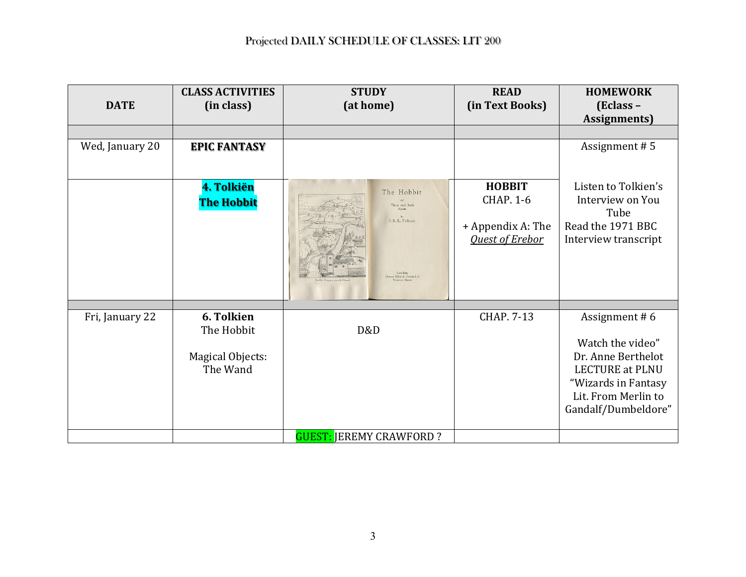Projected DAILY SCHEDULE OF CLASSES: LIT 200

| DATE | CLASS ACTIVITIES (in class) | STUDY (at home) | READ (in Text Books) | HOMEWORK (Eclass – Assignments) |
|---|---|---|---|---|
| | | | | |
| Wed, January 20 | **EPIC FANTASY** | | | Assignment # 5 |
| | **4. Tolkiën The Hobbit** | | **HOBBIT** CHAP. 1-6<br><br>+ Appendix A: The *Quest of Erebor* | Listen to Tolkien's Interview on You Tube<br>Read the 1971 BBC Interview transcript |
| | | | | |
| Fri, January 22 | **6. Tolkien** The Hobbit<br><br>Magical Objects: The Wand | D&D | CHAP. 7-13 | Assignment # 6<br><br>Watch the video" Dr. Anne Berthelot LECTURE at PLNU "Wizards in Fantasy Lit. From Merlin to Gandalf/Dumbeldore" |
| | | GUEST: JEREMY CRAWFORD ? | | |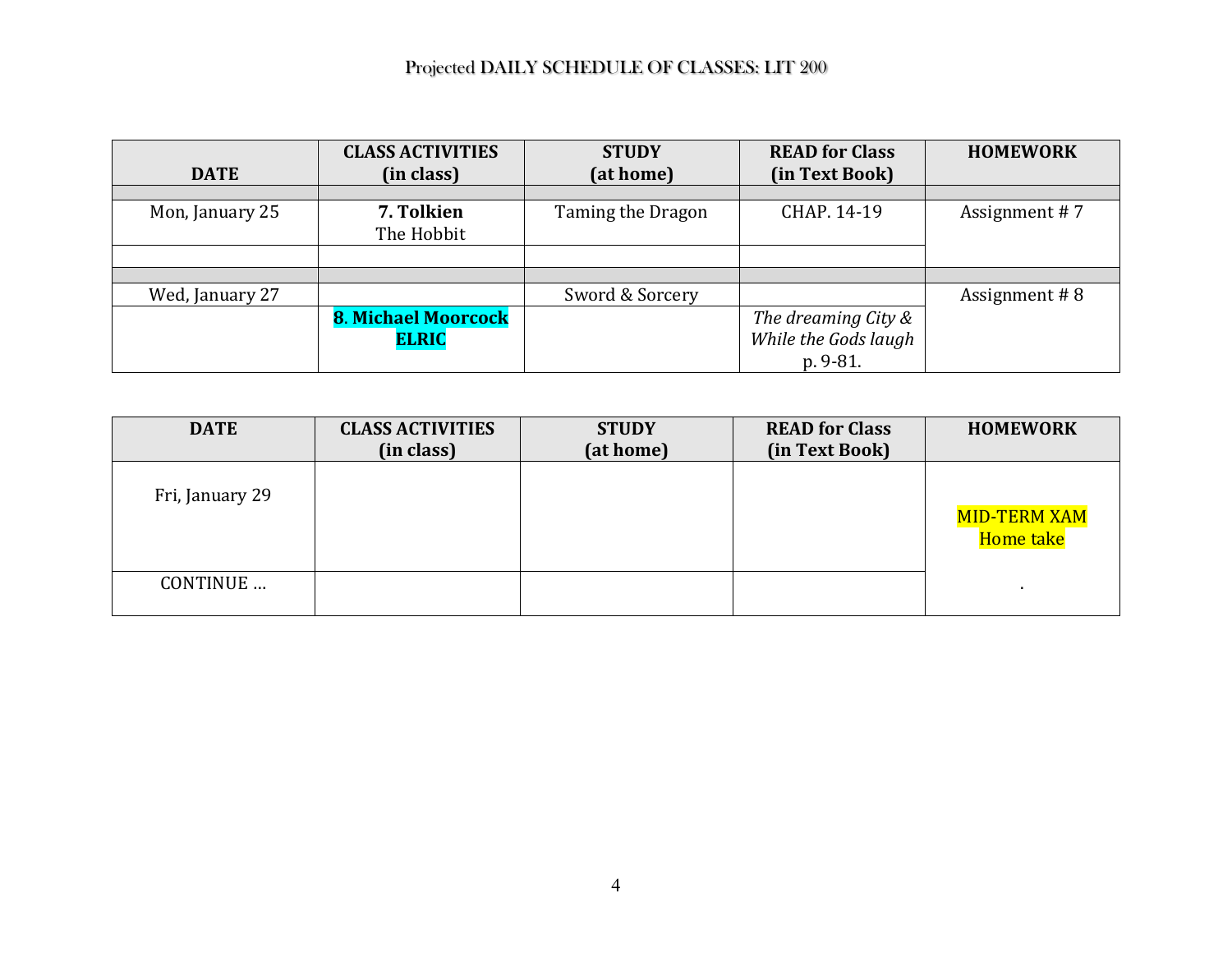# Projected DAILY SCHEDULE OF CLASSES: LIT 200

| DATE | CLASS ACTIVITIES (in class) | STUDY (at home) | READ for Class (in Text Book) | HOMEWORK |
|---|---|---|---|---|
| | | | | |
| Mon, January 25 | **7. Tolkien** The Hobbit | Taming the Dragon | CHAP. 14-19 | Assignment # 7 |
| | | | | |
| | | | | |
| Wed, January 27 | | Sword & Sorcery | | Assignment # 8 |
| | **8. Michael Moorcock ELRIC** | | *The dreaming City & While the Gods laugh* p. 9-81. | |

| DATE | CLASS ACTIVITIES (in class) | STUDY (at home) | READ for Class (in Text Book) | HOMEWORK |
|---|---|---|---|---|
| Fri, January 29 | | | | MID-TERM XAM Home take |
| CONTINUE … | | | | . |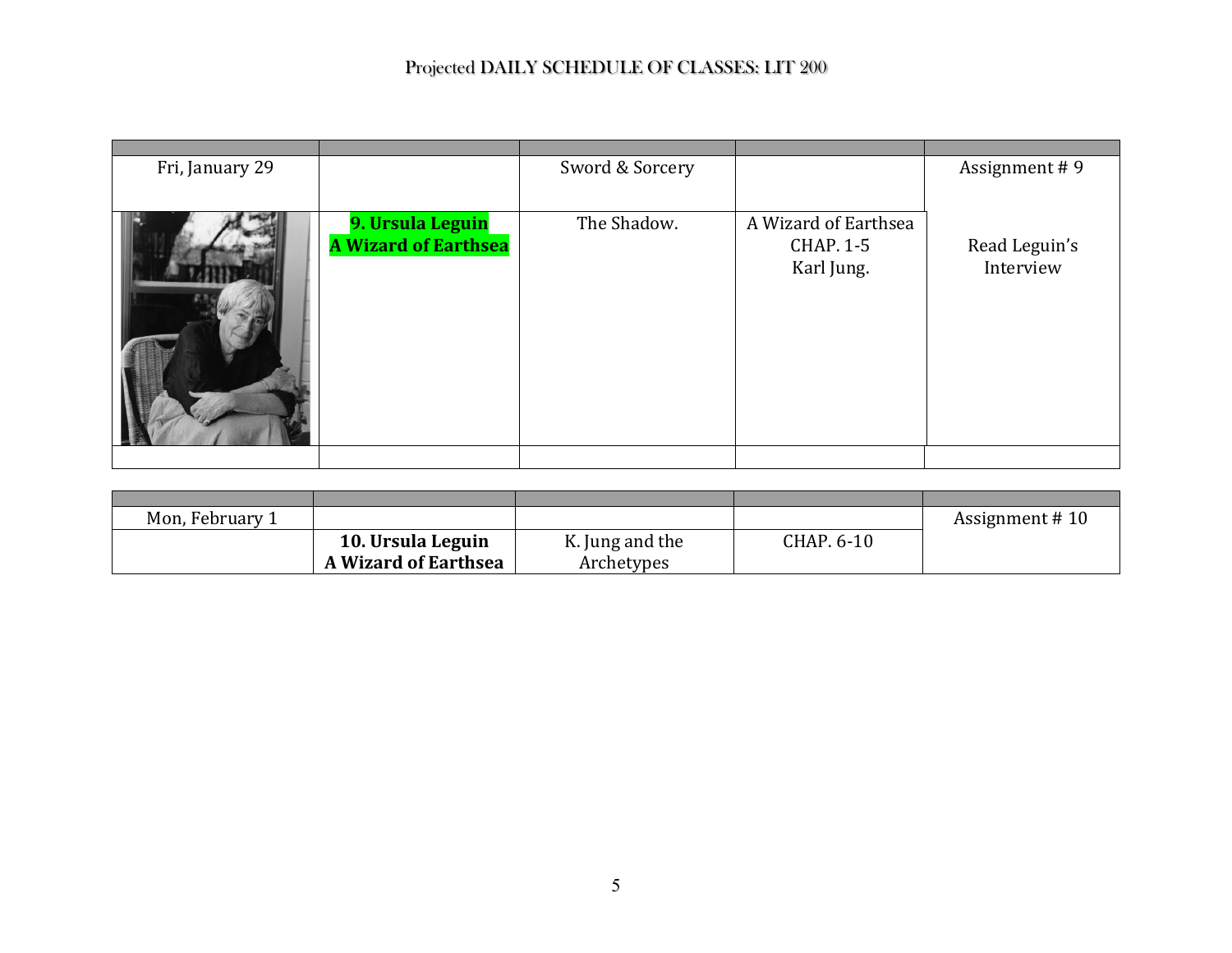# Projected DAILY SCHEDULE OF CLASSES: LIT 200

| | | | | |
|---|---|---|---|---|
| Fri, January 29 | | Sword & Sorcery | | Assignment # 9 |
| | **9. Ursula Leguin A Wizard of Earthsea** | The Shadow. | A Wizard of Earthsea CHAP. 1-5 Karl Jung. | Read Leguin's Interview |
| | | | | |

| | | | | |
|---|---|---|---|---|
| Mon, February 1 | | | | Assignment # 10 |
| | **10. Ursula Leguin A Wizard of Earthsea** | K. Jung and the Archetypes | CHAP. 6-10 | |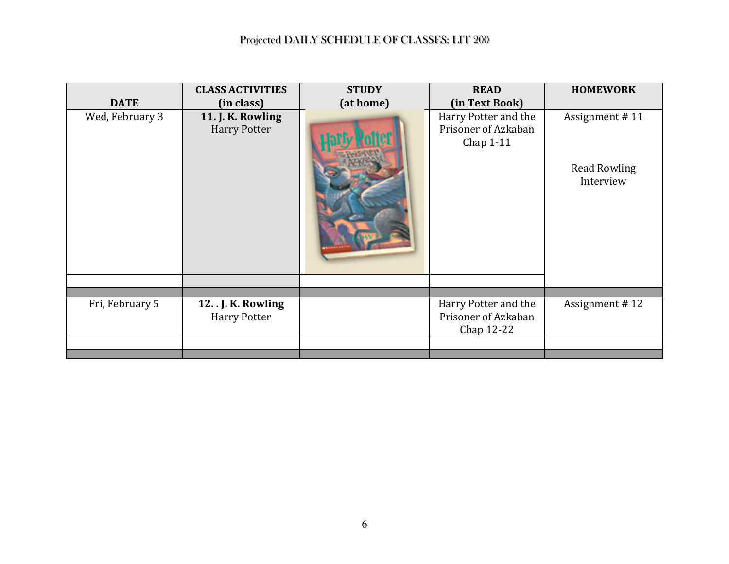# Projected DAILY SCHEDULE OF CLASSES: LIT 200

| DATE | CLASS ACTIVITIES (in class) | STUDY (at home) | READ (in Text Book) | HOMEWORK |
|---|---|---|---|---|
| Wed, February 3 | **11. J. K. Rowling** Harry Potter | | Harry Potter and the Prisoner of Azkaban Chap 1-11 | Assignment # 11<br><br>Read Rowling Interview |
| | | | | |
| | | | | |
| Fri, February 5 | **12. . J. K. Rowling** Harry Potter | | Harry Potter and the Prisoner of Azkaban Chap 12-22 | Assignment # 12 |
| | | | | |
| | | | | |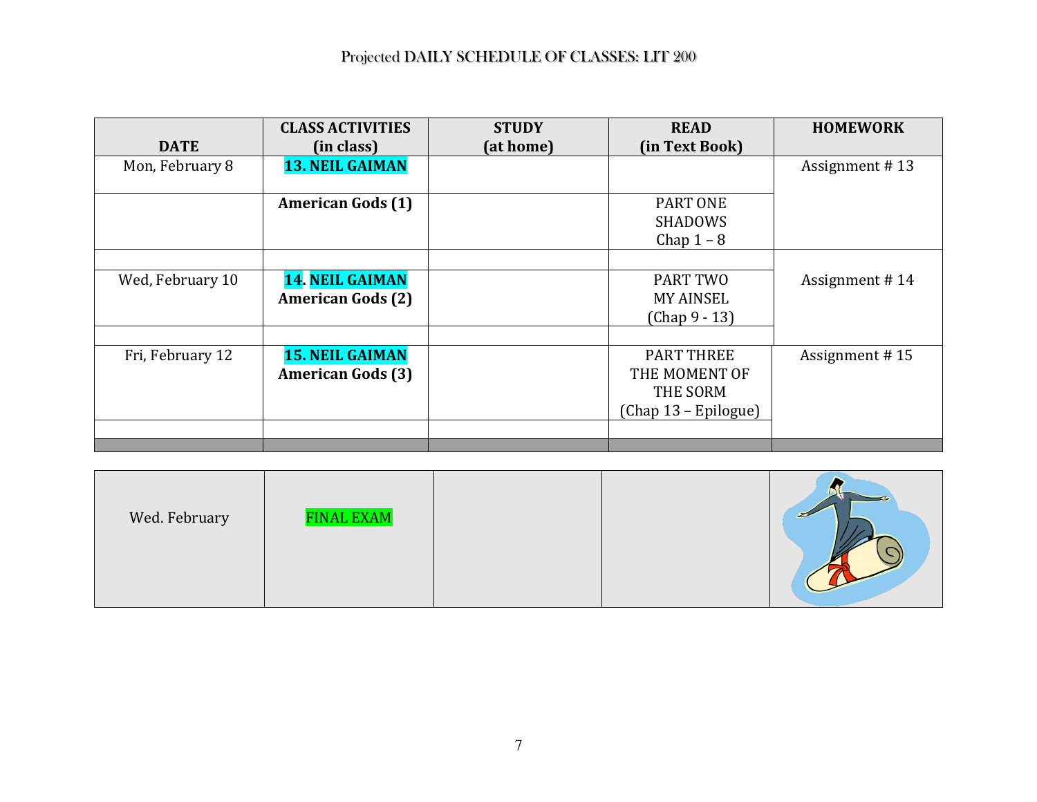# Projected DAILY SCHEDULE OF CLASSES: LIT 200

| DATE | CLASS ACTIVITIES (in class) | STUDY (at home) | READ (in Text Book) | HOMEWORK |
|---|---|---|---|---|
| Mon, February 8 | **13. NEIL GAIMAN** | | | Assignment # 13 |
| | **American Gods (1)** | | PART ONE SHADOWS Chap 1 – 8 | |
| | | | | |
| Wed, February 10 | **14. NEIL GAIMAN American Gods (2)** | | PART TWO MY AINSEL (Chap 9 - 13) | Assignment # 14 |
| | | | | |
| Fri, February 12 | **15. NEIL GAIMAN American Gods (3)** | | PART THREE THE MOMENT OF THE SORM (Chap 13 – Epilogue) | Assignment # 15 |
| | | | | |

| | | | | |
|---|---|---|---|---|
| Wed. February | FINAL EXAM | | | |